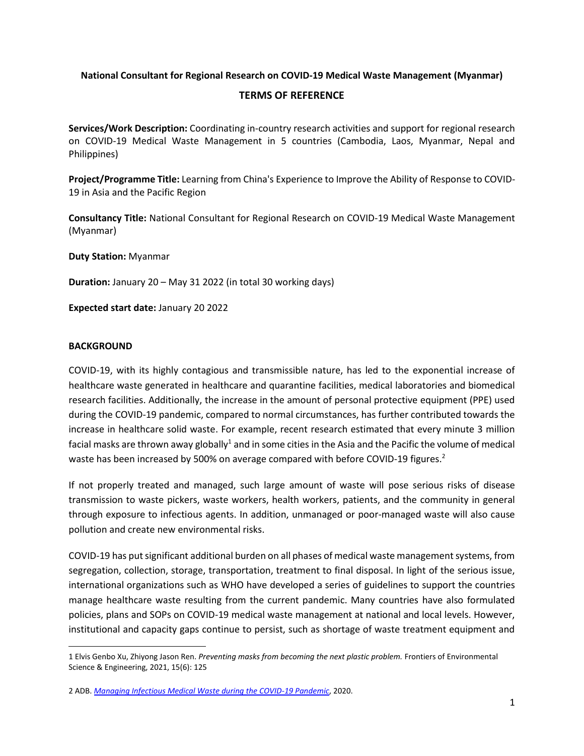**National Consultant for Regional Research on COVID-19 Medical Waste Management (Myanmar)**

## TERMS OF REFERENCE

**Services/Work Description:** Coordinating in-country research activities and support for regional research on COVID-19 Medical Waste Management in 5 countries (Cambodia, Laos, Myanmar, Nepal and Philippines)

**Project/Programme Title:** Learning from China's Experience to Improve the Ability of Response to COVID-19 in Asia and the Pacific Region

**Consultancy Title:** National Consultant for Regional Research on COVID-19 Medical Waste Management (Myanmar)

**Duty Station:** Myanmar

**Duration:** January 20 – May 31 2022 (in total 30 working days)

**Expected start date:** January 20 2022

**BACKGROUND**

COVID-19, with its highly contagious and transmissible nature, has led to the exponential increase of healthcare waste generated in healthcare and quarantine facilities, medical laboratories and biomedical research facilities. Additionally, the increase in the amount of personal protective equipment (PPE) used during the COVID-19 pandemic, compared to normal circumstances, has further contributed towards the increase in healthcare solid waste. For example, recent research estimated that every minute 3 million facial masks are thrown away globally[1] and in some cities in the Asia and the Pacific the volume of medical waste has been increased by 500% on average compared with before COVID-19 figures.[2]

If not properly treated and managed, such large amount of waste will pose serious risks of disease transmission to waste pickers, waste workers, health workers, patients, and the community in general through exposure to infectious agents. In addition, unmanaged or poor-managed waste will also cause pollution and create new environmental risks.

COVID-19 has put significant additional burden on all phases of medical waste management systems, from segregation, collection, storage, transportation, treatment to final disposal. In light of the serious issue, international organizations such as WHO have developed a series of guidelines to support the countries manage healthcare waste resulting from the current pandemic. Many countries have also formulated policies, plans and SOPs on COVID-19 medical waste management at national and local levels. However, institutional and capacity gaps continue to persist, such as shortage of waste treatment equipment and

---

1 Elvis Genbo Xu, Zhiyong Jason Ren. *Preventing masks from becoming the next plastic problem.* Frontiers of Environmental Science & Engineering, 2021, 15(6): 125

2 ADB. *Managing Infectious Medical Waste during the COVID-19 Pandemic*, 2020.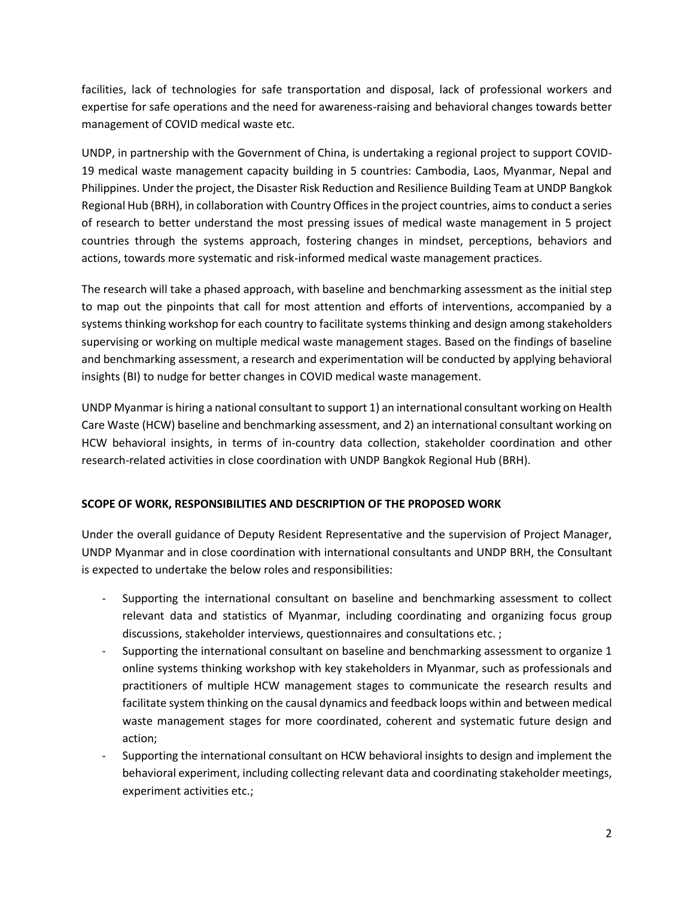facilities, lack of technologies for safe transportation and disposal, lack of professional workers and expertise for safe operations and the need for awareness-raising and behavioral changes towards better management of COVID medical waste etc.

UNDP, in partnership with the Government of China, is undertaking a regional project to support COVID-19 medical waste management capacity building in 5 countries: Cambodia, Laos, Myanmar, Nepal and Philippines. Under the project, the Disaster Risk Reduction and Resilience Building Team at UNDP Bangkok Regional Hub (BRH), in collaboration with Country Offices in the project countries, aims to conduct a series of research to better understand the most pressing issues of medical waste management in 5 project countries through the systems approach, fostering changes in mindset, perceptions, behaviors and actions, towards more systematic and risk-informed medical waste management practices.

The research will take a phased approach, with baseline and benchmarking assessment as the initial step to map out the pinpoints that call for most attention and efforts of interventions, accompanied by a systems thinking workshop for each country to facilitate systems thinking and design among stakeholders supervising or working on multiple medical waste management stages. Based on the findings of baseline and benchmarking assessment, a research and experimentation will be conducted by applying behavioral insights (BI) to nudge for better changes in COVID medical waste management.

UNDP Myanmar is hiring a national consultant to support 1) an international consultant working on Health Care Waste (HCW) baseline and benchmarking assessment, and 2) an international consultant working on HCW behavioral insights, in terms of in-country data collection, stakeholder coordination and other research-related activities in close coordination with UNDP Bangkok Regional Hub (BRH).

**SCOPE OF WORK, RESPONSIBILITIES AND DESCRIPTION OF THE PROPOSED WORK**

Under the overall guidance of Deputy Resident Representative and the supervision of Project Manager, UNDP Myanmar and in close coordination with international consultants and UNDP BRH, the Consultant is expected to undertake the below roles and responsibilities:

- Supporting the international consultant on baseline and benchmarking assessment to collect relevant data and statistics of Myanmar, including coordinating and organizing focus group discussions, stakeholder interviews, questionnaires and consultations etc. ;
- Supporting the international consultant on baseline and benchmarking assessment to organize 1 online systems thinking workshop with key stakeholders in Myanmar, such as professionals and practitioners of multiple HCW management stages to communicate the research results and facilitate system thinking on the causal dynamics and feedback loops within and between medical waste management stages for more coordinated, coherent and systematic future design and action;
- Supporting the international consultant on HCW behavioral insights to design and implement the behavioral experiment, including collecting relevant data and coordinating stakeholder meetings, experiment activities etc.;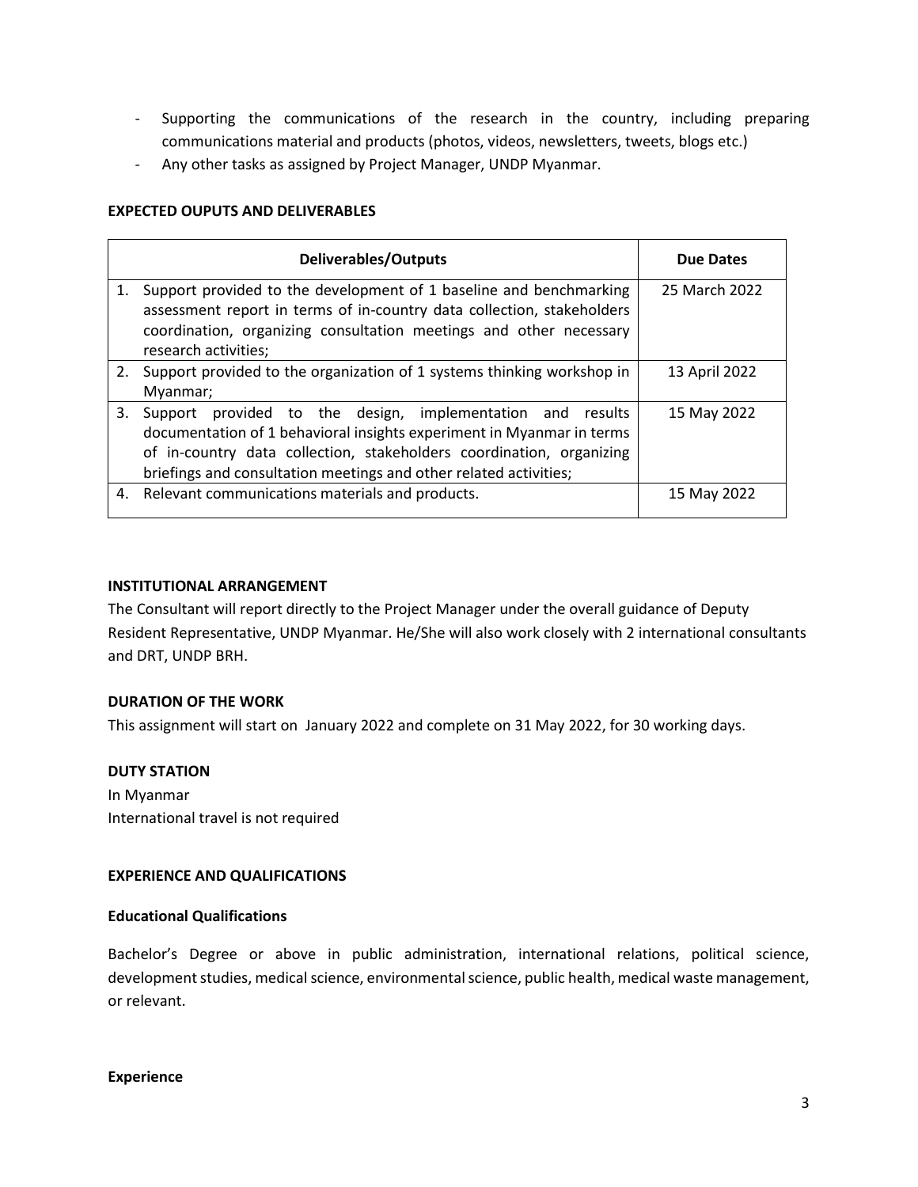- Supporting the communications of the research in the country, including preparing communications material and products (photos, videos, newsletters, tweets, blogs etc.)
- Any other tasks as assigned by Project Manager, UNDP Myanmar.

**EXPECTED OUPUTS AND DELIVERABLES**

| Deliverables/Outputs | Due Dates |
|---|---|
| 1. Support provided to the development of 1 baseline and benchmarking assessment report in terms of in-country data collection, stakeholders coordination, organizing consultation meetings and other necessary research activities; | 25 March 2022 |
| 2. Support provided to the organization of 1 systems thinking workshop in Myanmar; | 13 April 2022 |
| 3. Support provided to the design, implementation and results documentation of 1 behavioral insights experiment in Myanmar in terms of in-country data collection, stakeholders coordination, organizing briefings and consultation meetings and other related activities; | 15 May 2022 |
| 4. Relevant communications materials and products. | 15 May 2022 |

**INSTITUTIONAL ARRANGEMENT**

The Consultant will report directly to the Project Manager under the overall guidance of Deputy Resident Representative, UNDP Myanmar. He/She will also work closely with 2 international consultants and DRT, UNDP BRH.

**DURATION OF THE WORK**

This assignment will start on January 2022 and complete on 31 May 2022, for 30 working days.

**DUTY STATION**

In Myanmar
International travel is not required

**EXPERIENCE AND QUALIFICATIONS**

**Educational Qualifications**

Bachelor's Degree or above in public administration, international relations, political science, development studies, medical science, environmental science, public health, medical waste management, or relevant.

**Experience**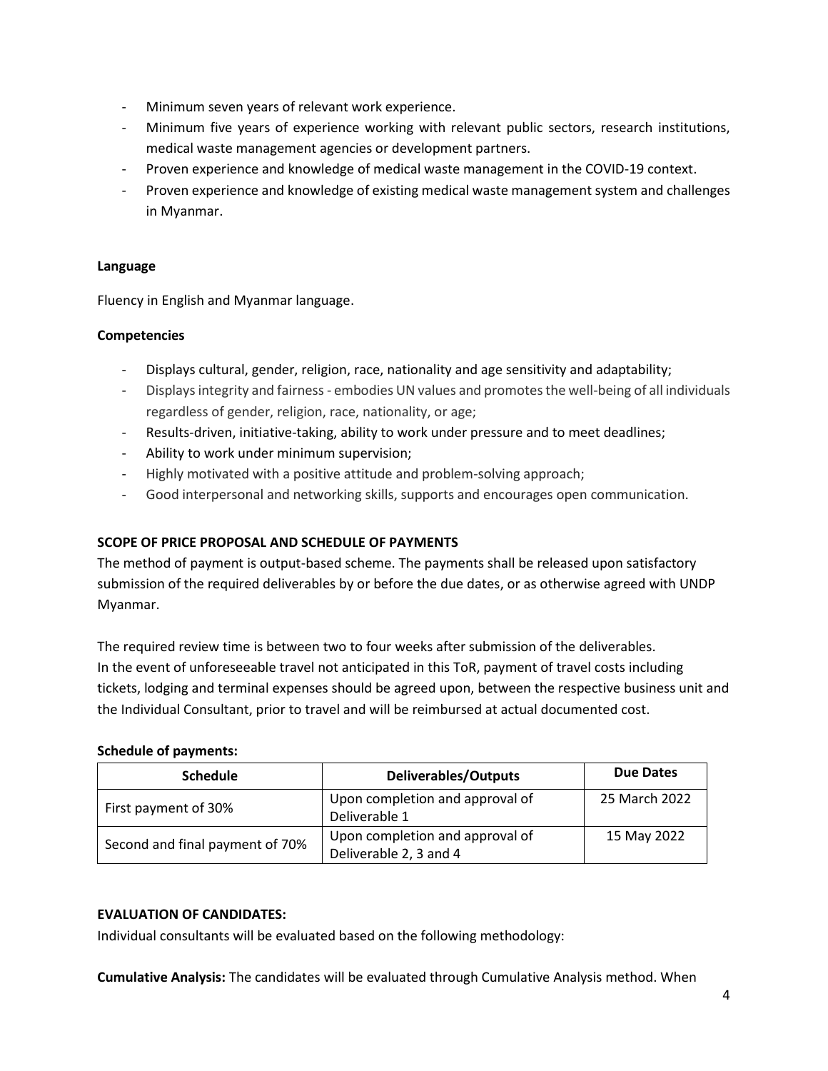- Minimum seven years of relevant work experience.
- Minimum five years of experience working with relevant public sectors, research institutions, medical waste management agencies or development partners.
- Proven experience and knowledge of medical waste management in the COVID-19 context.
- Proven experience and knowledge of existing medical waste management system and challenges in Myanmar.

**Language**

Fluency in English and Myanmar language.

**Competencies**

- Displays cultural, gender, religion, race, nationality and age sensitivity and adaptability;
- Displays integrity and fairness - embodies UN values and promotes the well-being of all individuals regardless of gender, religion, race, nationality, or age;
- Results-driven, initiative-taking, ability to work under pressure and to meet deadlines;
- Ability to work under minimum supervision;
- Highly motivated with a positive attitude and problem-solving approach;
- Good interpersonal and networking skills, supports and encourages open communication.

**SCOPE OF PRICE PROPOSAL AND SCHEDULE OF PAYMENTS**

The method of payment is output-based scheme. The payments shall be released upon satisfactory submission of the required deliverables by or before the due dates, or as otherwise agreed with UNDP Myanmar.

The required review time is between two to four weeks after submission of the deliverables.
In the event of unforeseeable travel not anticipated in this ToR, payment of travel costs including tickets, lodging and terminal expenses should be agreed upon, between the respective business unit and the Individual Consultant, prior to travel and will be reimbursed at actual documented cost.

**Schedule of payments:**

| Schedule | Deliverables/Outputs | Due Dates |
|---|---|---|
| First payment of 30% | Upon completion and approval of Deliverable 1 | 25 March 2022 |
| Second and final payment of 70% | Upon completion and approval of Deliverable 2, 3 and 4 | 15 May 2022 |

**EVALUATION OF CANDIDATES:**

Individual consultants will be evaluated based on the following methodology:

**Cumulative Analysis:** The candidates will be evaluated through Cumulative Analysis method. When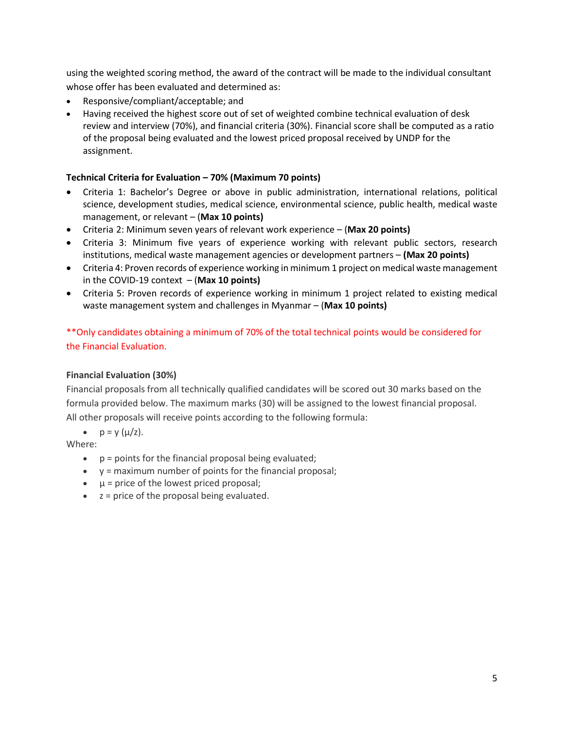using the weighted scoring method, the award of the contract will be made to the individual consultant whose offer has been evaluated and determined as:

- Responsive/compliant/acceptable; and
- Having received the highest score out of set of weighted combine technical evaluation of desk review and interview (70%), and financial criteria (30%). Financial score shall be computed as a ratio of the proposal being evaluated and the lowest priced proposal received by UNDP for the assignment.

**Technical Criteria for Evaluation – 70% (Maximum 70 points)**

- Criteria 1: Bachelor's Degree or above in public administration, international relations, political science, development studies, medical science, environmental science, public health, medical waste management, or relevant – (**Max 10 points)**
- Criteria 2: Minimum seven years of relevant work experience – (**Max 20 points)**
- Criteria 3: Minimum five years of experience working with relevant public sectors, research institutions, medical waste management agencies or development partners – **(Max 20 points)**
- Criteria 4: Proven records of experience working in minimum 1 project on medical waste management in the COVID-19 context – (**Max 10 points)**
- Criteria 5: Proven records of experience working in minimum 1 project related to existing medical waste management system and challenges in Myanmar – (**Max 10 points)**

**Only candidates obtaining a minimum of 70% of the total technical points would be considered for the Financial Evaluation.

**Financial Evaluation (30%)**

Financial proposals from all technically qualified candidates will be scored out 30 marks based on the formula provided below. The maximum marks (30) will be assigned to the lowest financial proposal. All other proposals will receive points according to the following formula:

- $p = y (\mu/z)$.

Where:

- $p$ = points for the financial proposal being evaluated;
- $y$ = maximum number of points for the financial proposal;
- $\mu$ = price of the lowest priced proposal;
- $z$ = price of the proposal being evaluated.